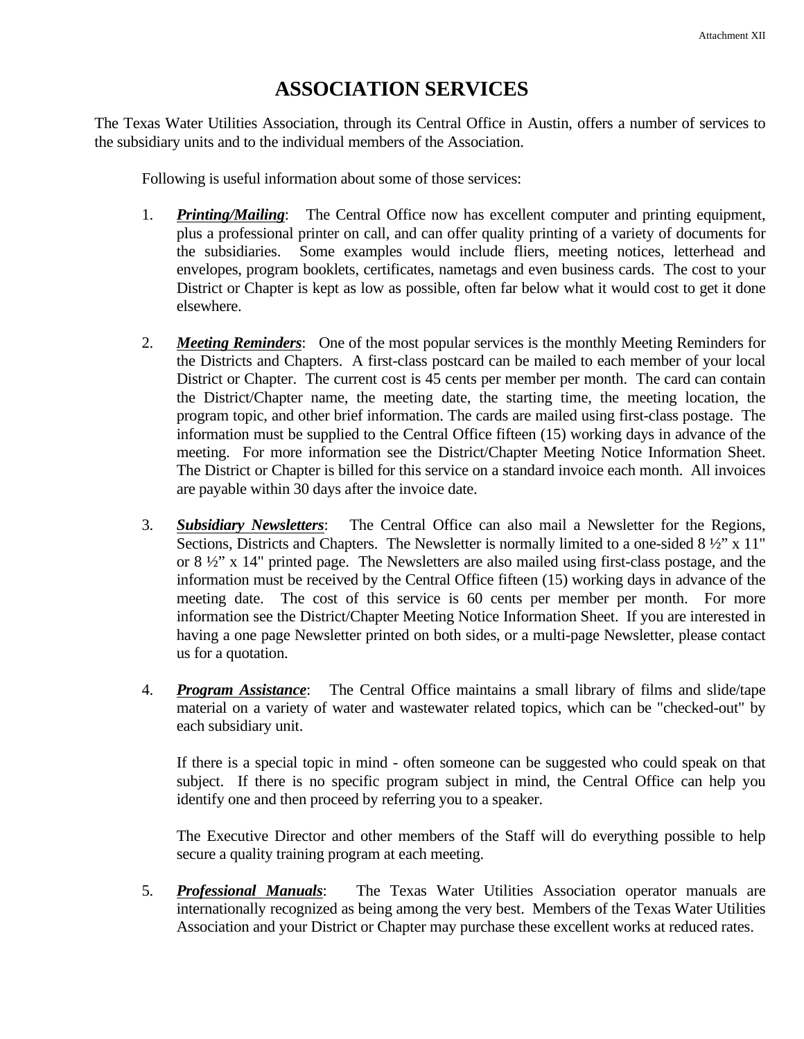# ASSOCIATION SERVICES

The Texas Water Utilities Association, through its Central Office in Austin, offers a number of services to the subsidiary units and to the individual members of the Association.

Following is useful information about some of those services:

1. ***Printing/Mailing***: The Central Office now has excellent computer and printing equipment, plus a professional printer on call, and can offer quality printing of a variety of documents for the subsidiaries. Some examples would include fliers, meeting notices, letterhead and envelopes, program booklets, certificates, nametags and even business cards. The cost to your District or Chapter is kept as low as possible, often far below what it would cost to get it done elsewhere.

2. ***Meeting Reminders***: One of the most popular services is the monthly Meeting Reminders for the Districts and Chapters. A first-class postcard can be mailed to each member of your local District or Chapter. The current cost is 45 cents per member per month. The card can contain the District/Chapter name, the meeting date, the starting time, the meeting location, the program topic, and other brief information. The cards are mailed using first-class postage. The information must be supplied to the Central Office fifteen (15) working days in advance of the meeting. For more information see the District/Chapter Meeting Notice Information Sheet. The District or Chapter is billed for this service on a standard invoice each month. All invoices are payable within 30 days after the invoice date.

3. ***Subsidiary Newsletters***: The Central Office can also mail a Newsletter for the Regions, Sections, Districts and Chapters. The Newsletter is normally limited to a one-sided 8 ½" x 11" or 8 ½" x 14" printed page. The Newsletters are also mailed using first-class postage, and the information must be received by the Central Office fifteen (15) working days in advance of the meeting date. The cost of this service is 60 cents per member per month. For more information see the District/Chapter Meeting Notice Information Sheet. If you are interested in having a one page Newsletter printed on both sides, or a multi-page Newsletter, please contact us for a quotation.

4. ***Program Assistance***: The Central Office maintains a small library of films and slide/tape material on a variety of water and wastewater related topics, which can be "checked-out" by each subsidiary unit.

   If there is a special topic in mind - often someone can be suggested who could speak on that subject. If there is no specific program subject in mind, the Central Office can help you identify one and then proceed by referring you to a speaker.

   The Executive Director and other members of the Staff will do everything possible to help secure a quality training program at each meeting.

5. ***Professional Manuals***: The Texas Water Utilities Association operator manuals are internationally recognized as being among the very best. Members of the Texas Water Utilities Association and your District or Chapter may purchase these excellent works at reduced rates.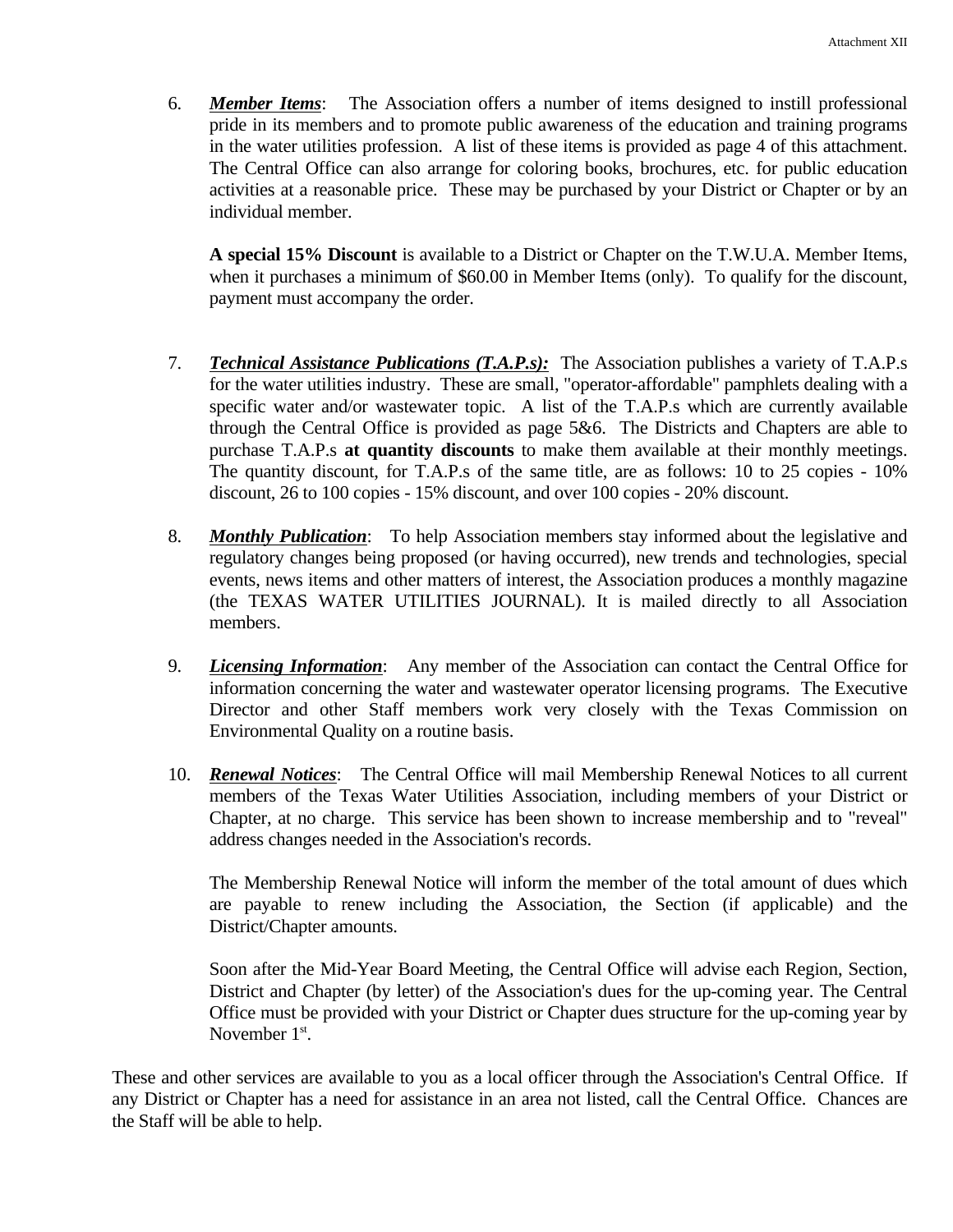6. ***Member Items***: The Association offers a number of items designed to instill professional pride in its members and to promote public awareness of the education and training programs in the water utilities profession. A list of these items is provided as page 4 of this attachment. The Central Office can also arrange for coloring books, brochures, etc. for public education activities at a reasonable price. These may be purchased by your District or Chapter or by an individual member.

   **A special 15% Discount** is available to a District or Chapter on the T.W.U.A. Member Items, when it purchases a minimum of $60.00 in Member Items (only). To qualify for the discount, payment must accompany the order.

7. ***Technical Assistance Publications (T.A.P.s):*** The Association publishes a variety of T.A.P.s for the water utilities industry. These are small, "operator-affordable" pamphlets dealing with a specific water and/or wastewater topic. A list of the T.A.P.s which are currently available through the Central Office is provided as page 5&6. The Districts and Chapters are able to purchase T.A.P.s **at quantity discounts** to make them available at their monthly meetings. The quantity discount, for T.A.P.s of the same title, are as follows: 10 to 25 copies - 10% discount, 26 to 100 copies - 15% discount, and over 100 copies - 20% discount.

8. ***Monthly Publication***: To help Association members stay informed about the legislative and regulatory changes being proposed (or having occurred), new trends and technologies, special events, news items and other matters of interest, the Association produces a monthly magazine (the TEXAS WATER UTILITIES JOURNAL). It is mailed directly to all Association members.

9. ***Licensing Information***: Any member of the Association can contact the Central Office for information concerning the water and wastewater operator licensing programs. The Executive Director and other Staff members work very closely with the Texas Commission on Environmental Quality on a routine basis.

10. ***Renewal Notices***: The Central Office will mail Membership Renewal Notices to all current members of the Texas Water Utilities Association, including members of your District or Chapter, at no charge. This service has been shown to increase membership and to "reveal" address changes needed in the Association's records.

    The Membership Renewal Notice will inform the member of the total amount of dues which are payable to renew including the Association, the Section (if applicable) and the District/Chapter amounts.

    Soon after the Mid-Year Board Meeting, the Central Office will advise each Region, Section, District and Chapter (by letter) of the Association's dues for the up-coming year. The Central Office must be provided with your District or Chapter dues structure for the up-coming year by November 1st.

These and other services are available to you as a local officer through the Association's Central Office. If any District or Chapter has a need for assistance in an area not listed, call the Central Office. Chances are the Staff will be able to help.